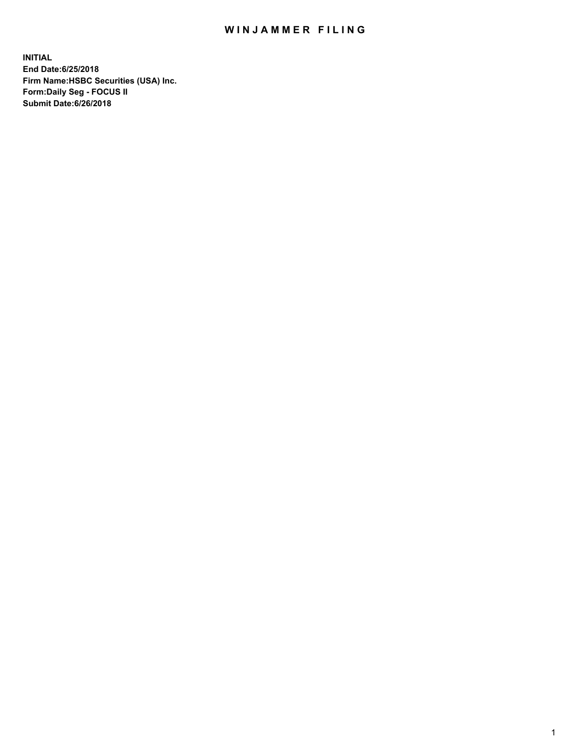# WINJAMMER FILING

**INITIAL**
**End Date:6/25/2018**
**Firm Name:HSBC Securities (USA) Inc.**
**Form:Daily Seg - FOCUS II**
**Submit Date:6/26/2018**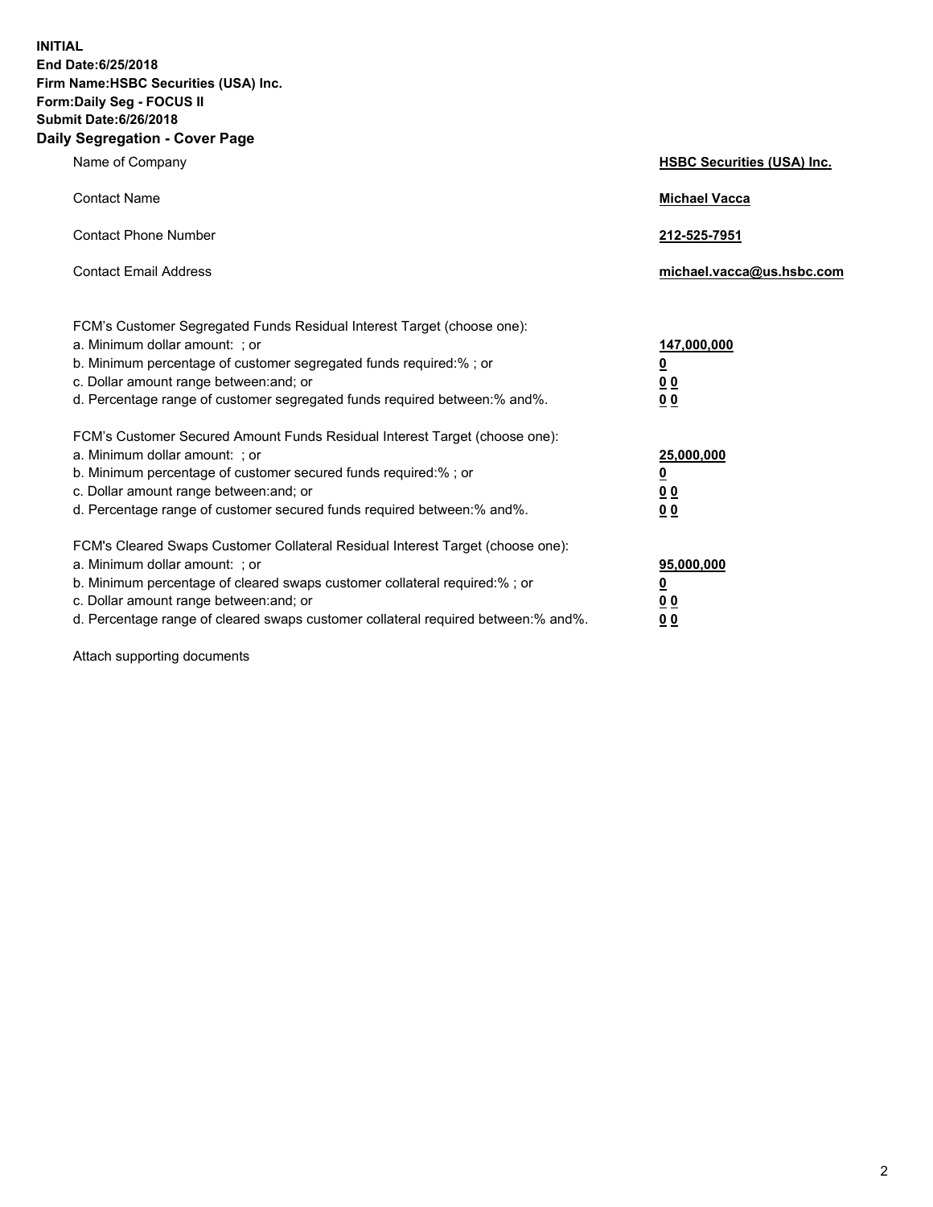**INITIAL**
**End Date:6/25/2018**
**Firm Name:HSBC Securities (USA) Inc.**
**Form:Daily Seg - FOCUS II**
**Submit Date:6/26/2018**

## Daily Segregation - Cover Page

| | |
|---|---|
| Name of Company | **HSBC Securities (USA) Inc.** |
| Contact Name | **Michael Vacca** |
| Contact Phone Number | **212-525-7951** |
| Contact Email Address | **michael.vacca@us.hsbc.com** |

| | |
|---|---|
| FCM's Customer Segregated Funds Residual Interest Target (choose one): | |
| a. Minimum dollar amount: ; or | **147,000,000** |
| b. Minimum percentage of customer segregated funds required:% ; or | **0** |
| c. Dollar amount range between:and; or | **0 0** |
| d. Percentage range of customer segregated funds required between:% and%. | **0 0** |
| FCM's Customer Secured Amount Funds Residual Interest Target (choose one): | |
| a. Minimum dollar amount: ; or | **25,000,000** |
| b. Minimum percentage of customer secured funds required:% ; or | **0** |
| c. Dollar amount range between:and; or | **0 0** |
| d. Percentage range of customer secured funds required between:% and%. | **0 0** |
| FCM's Cleared Swaps Customer Collateral Residual Interest Target (choose one): | |
| a. Minimum dollar amount: ; or | **95,000,000** |
| b. Minimum percentage of cleared swaps customer collateral required:% ; or | **0** |
| c. Dollar amount range between:and; or | **0 0** |
| d. Percentage range of cleared swaps customer collateral required between:% and%. | **0 0** |

Attach supporting documents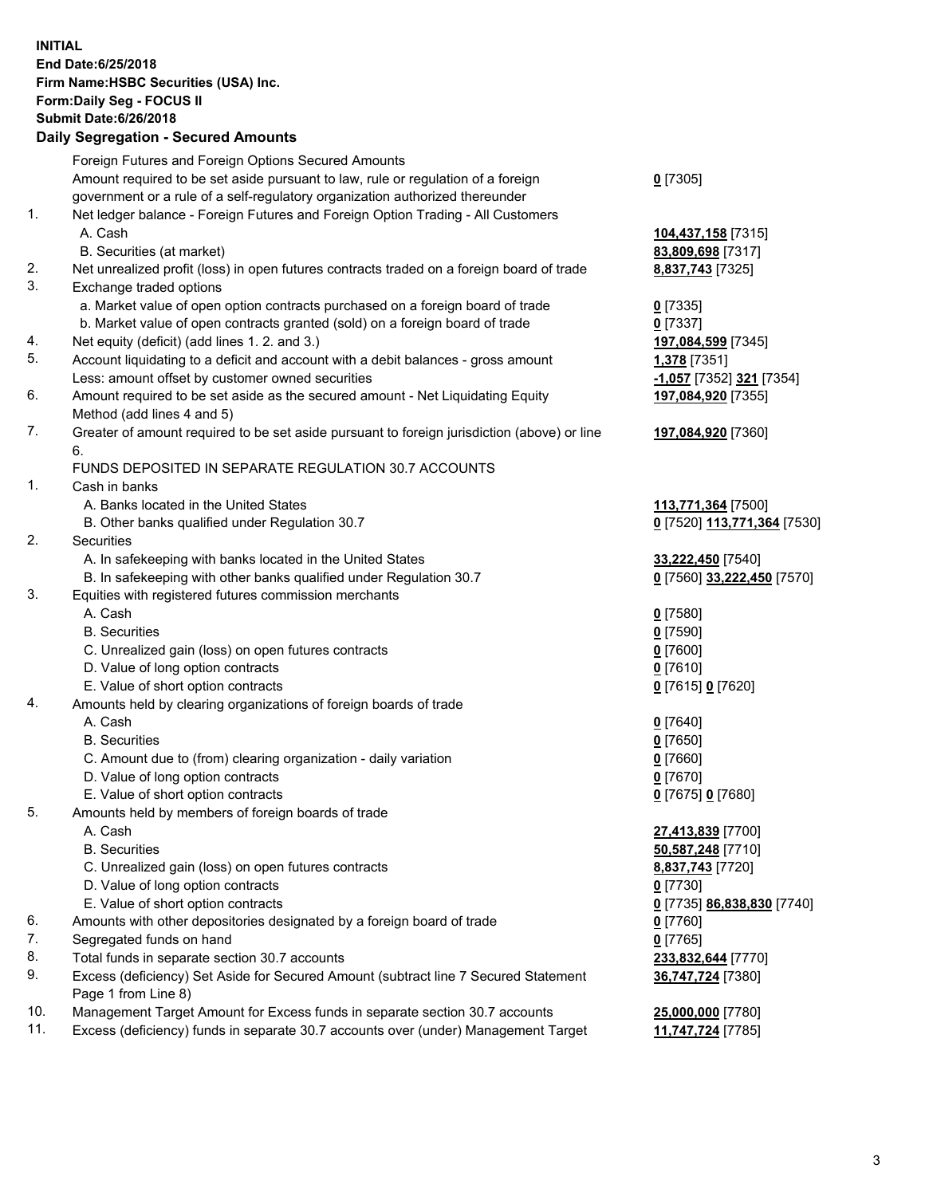**INITIAL**
**End Date:6/25/2018**
**Firm Name:HSBC Securities (USA) Inc.**
**Form:Daily Seg - FOCUS II**
**Submit Date:6/26/2018**

**Daily Segregation - Secured Amounts**

| | | |
|---|---|---|
| | Foreign Futures and Foreign Options Secured Amounts | |
| | Amount required to be set aside pursuant to law, rule or regulation of a foreign government or a rule of a self-regulatory organization authorized thereunder | **0** [7305] |
| 1. | Net ledger balance - Foreign Futures and Foreign Option Trading - All Customers | |
| | A. Cash | **104,437,158** [7315] |
| | B. Securities (at market) | **83,809,698** [7317] |
| 2. | Net unrealized profit (loss) in open futures contracts traded on a foreign board of trade | **8,837,743** [7325] |
| 3. | Exchange traded options | |
| | a. Market value of open option contracts purchased on a foreign board of trade | **0** [7335] |
| | b. Market value of open contracts granted (sold) on a foreign board of trade | **0** [7337] |
| 4. | Net equity (deficit) (add lines 1. 2. and 3.) | **197,084,599** [7345] |
| 5. | Account liquidating to a deficit and account with a debit balances - gross amount | **1,378** [7351] |
| | Less: amount offset by customer owned securities | **-1,057** [7352] **321** [7354] |
| 6. | Amount required to be set aside as the secured amount - Net Liquidating Equity Method (add lines 4 and 5) | **197,084,920** [7355] |
| 7. | Greater of amount required to be set aside pursuant to foreign jurisdiction (above) or line 6. | **197,084,920** [7360] |
| | FUNDS DEPOSITED IN SEPARATE REGULATION 30.7 ACCOUNTS | |
| 1. | Cash in banks | |
| | A. Banks located in the United States | **113,771,364** [7500] |
| | B. Other banks qualified under Regulation 30.7 | **0** [7520] **113,771,364** [7530] |
| 2. | Securities | |
| | A. In safekeeping with banks located in the United States | **33,222,450** [7540] |
| | B. In safekeeping with other banks qualified under Regulation 30.7 | **0** [7560] **33,222,450** [7570] |
| 3. | Equities with registered futures commission merchants | |
| | A. Cash | **0** [7580] |
| | B. Securities | **0** [7590] |
| | C. Unrealized gain (loss) on open futures contracts | **0** [7600] |
| | D. Value of long option contracts | **0** [7610] |
| | E. Value of short option contracts | **0** [7615] **0** [7620] |
| 4. | Amounts held by clearing organizations of foreign boards of trade | |
| | A. Cash | **0** [7640] |
| | B. Securities | **0** [7650] |
| | C. Amount due to (from) clearing organization - daily variation | **0** [7660] |
| | D. Value of long option contracts | **0** [7670] |
| | E. Value of short option contracts | **0** [7675] **0** [7680] |
| 5. | Amounts held by members of foreign boards of trade | |
| | A. Cash | **27,413,839** [7700] |
| | B. Securities | **50,587,248** [7710] |
| | C. Unrealized gain (loss) on open futures contracts | **8,837,743** [7720] |
| | D. Value of long option contracts | **0** [7730] |
| | E. Value of short option contracts | **0** [7735] **86,838,830** [7740] |
| 6. | Amounts with other depositories designated by a foreign board of trade | **0** [7760] |
| 7. | Segregated funds on hand | **0** [7765] |
| 8. | Total funds in separate section 30.7 accounts | **233,832,644** [7770] |
| 9. | Excess (deficiency) Set Aside for Secured Amount (subtract line 7 Secured Statement Page 1 from Line 8) | **36,747,724** [7380] |
| 10. | Management Target Amount for Excess funds in separate section 30.7 accounts | **25,000,000** [7780] |
| 11. | Excess (deficiency) funds in separate 30.7 accounts over (under) Management Target | **11,747,724** [7785] |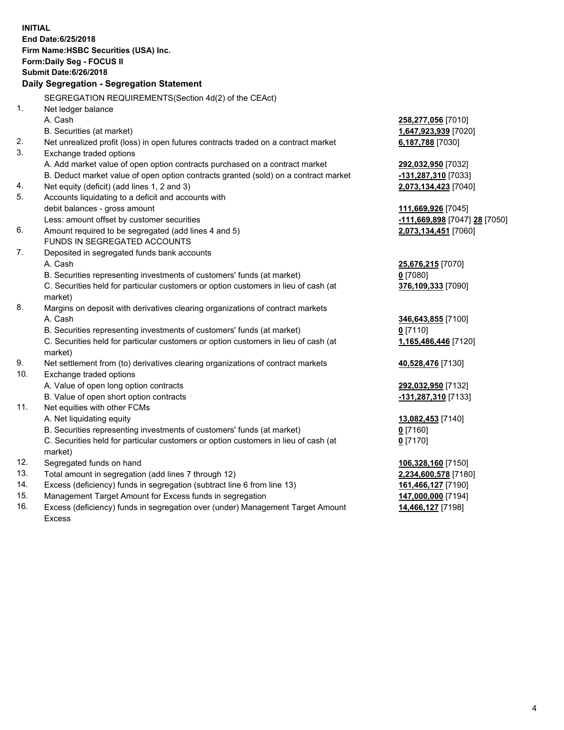**INITIAL**
**End Date:6/25/2018**
**Firm Name:HSBC Securities (USA) Inc.**
**Form:Daily Seg - FOCUS II**
**Submit Date:6/26/2018**

## Daily Segregation - Segregation Statement

SEGREGATION REQUIREMENTS(Section 4d(2) of the CEAct)

| | | |
|---|---|---|
| 1. | Net ledger balance | |
| | A. Cash | **258,277,056** [7010] |
| | B. Securities (at market) | **1,647,923,939** [7020] |
| 2. | Net unrealized profit (loss) in open futures contracts traded on a contract market | **6,187,788** [7030] |
| 3. | Exchange traded options | |
| | A. Add market value of open option contracts purchased on a contract market | **292,032,950** [7032] |
| | B. Deduct market value of open option contracts granted (sold) on a contract market | **-131,287,310** [7033] |
| 4. | Net equity (deficit) (add lines 1, 2 and 3) | **2,073,134,423** [7040] |
| 5. | Accounts liquidating to a deficit and accounts with debit balances - gross amount | **111,669,926** [7045] |
| | Less: amount offset by customer securities | **-111,669,898** [7047] **28** [7050] |
| 6. | Amount required to be segregated (add lines 4 and 5) | **2,073,134,451** [7060] |
| | FUNDS IN SEGREGATED ACCOUNTS | |
| 7. | Deposited in segregated funds bank accounts | |
| | A. Cash | **25,676,215** [7070] |
| | B. Securities representing investments of customers' funds (at market) | **0** [7080] |
| | C. Securities held for particular customers or option customers in lieu of cash (at market) | **376,109,333** [7090] |
| 8. | Margins on deposit with derivatives clearing organizations of contract markets | |
| | A. Cash | **346,643,855** [7100] |
| | B. Securities representing investments of customers' funds (at market) | **0** [7110] |
| | C. Securities held for particular customers or option customers in lieu of cash (at market) | **1,165,486,446** [7120] |
| 9. | Net settlement from (to) derivatives clearing organizations of contract markets | **40,528,476** [7130] |
| 10. | Exchange traded options | |
| | A. Value of open long option contracts | **292,032,950** [7132] |
| | B. Value of open short option contracts | **-131,287,310** [7133] |
| 11. | Net equities with other FCMs | |
| | A. Net liquidating equity | **13,082,453** [7140] |
| | B. Securities representing investments of customers' funds (at market) | **0** [7160] |
| | C. Securities held for particular customers or option customers in lieu of cash (at market) | **0** [7170] |
| 12. | Segregated funds on hand | **106,328,160** [7150] |
| 13. | Total amount in segregation (add lines 7 through 12) | **2,234,600,578** [7180] |
| 14. | Excess (deficiency) funds in segregation (subtract line 6 from line 13) | **161,466,127** [7190] |
| 15. | Management Target Amount for Excess funds in segregation | **147,000,000** [7194] |
| 16. | Excess (deficiency) funds in segregation over (under) Management Target Amount Excess | **14,466,127** [7198] |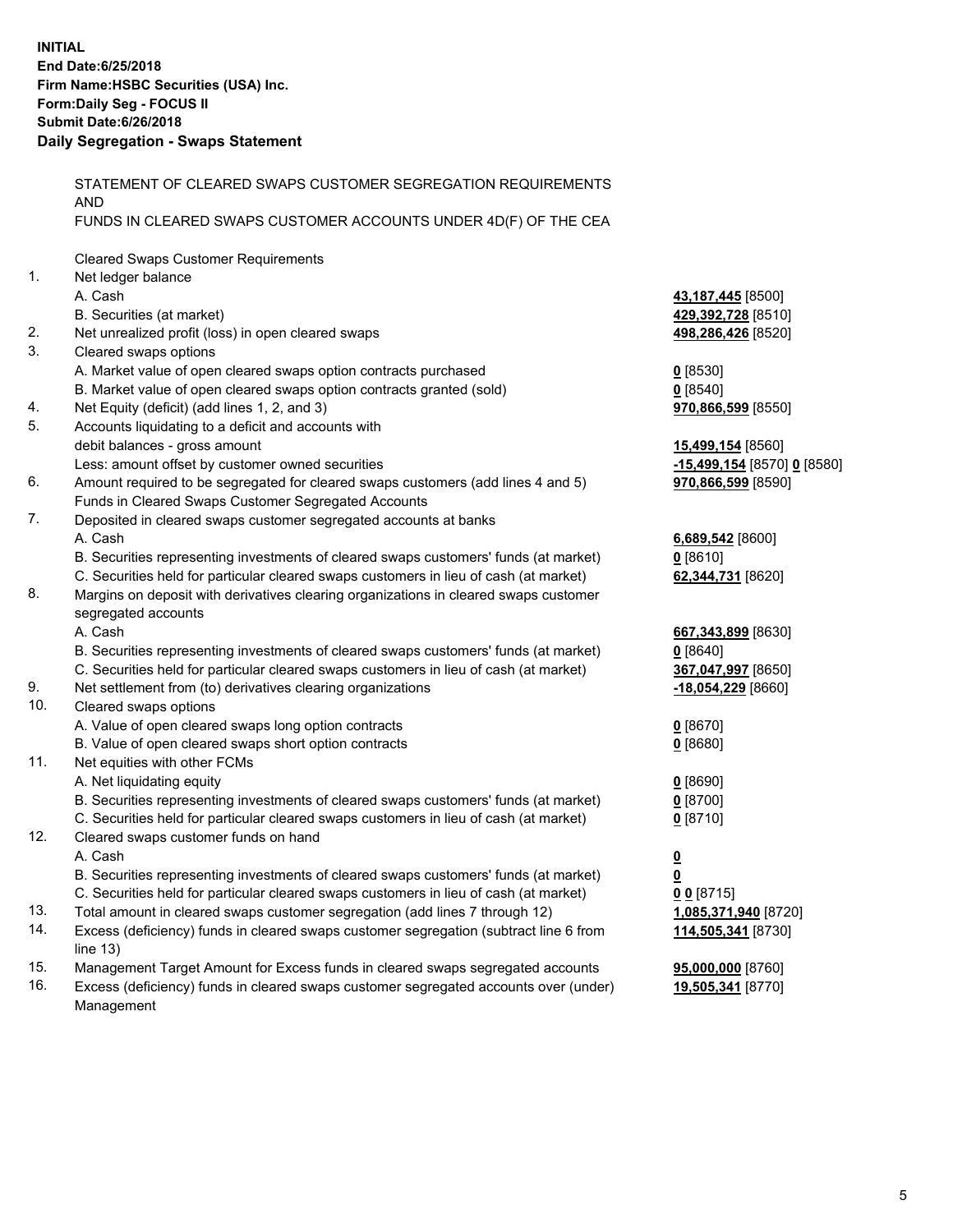**INITIAL**
**End Date:6/25/2018**
**Firm Name:HSBC Securities (USA) Inc.**
**Form:Daily Seg - FOCUS II**
**Submit Date:6/26/2018**
**Daily Segregation - Swaps Statement**

STATEMENT OF CLEARED SWAPS CUSTOMER SEGREGATION REQUIREMENTS AND
FUNDS IN CLEARED SWAPS CUSTOMER ACCOUNTS UNDER 4D(F) OF THE CEA

| | | |
|---|---|---|
| | Cleared Swaps Customer Requirements | |
| 1. | Net ledger balance | |
| | A. Cash | **43,187,445** [8500] |
| | B. Securities (at market) | **429,392,728** [8510] |
| 2. | Net unrealized profit (loss) in open cleared swaps | **498,286,426** [8520] |
| 3. | Cleared swaps options | |
| | A. Market value of open cleared swaps option contracts purchased | **0** [8530] |
| | B. Market value of open cleared swaps option contracts granted (sold) | **0** [8540] |
| 4. | Net Equity (deficit) (add lines 1, 2, and 3) | **970,866,599** [8550] |
| 5. | Accounts liquidating to a deficit and accounts with debit balances - gross amount | **15,499,154** [8560] |
| | Less: amount offset by customer owned securities | **-15,499,154** [8570] **0** [8580] |
| 6. | Amount required to be segregated for cleared swaps customers (add lines 4 and 5) | **970,866,599** [8590] |
| | Funds in Cleared Swaps Customer Segregated Accounts | |
| 7. | Deposited in cleared swaps customer segregated accounts at banks | |
| | A. Cash | **6,689,542** [8600] |
| | B. Securities representing investments of cleared swaps customers' funds (at market) | **0** [8610] |
| | C. Securities held for particular cleared swaps customers in lieu of cash (at market) | **62,344,731** [8620] |
| 8. | Margins on deposit with derivatives clearing organizations in cleared swaps customer segregated accounts | |
| | A. Cash | **667,343,899** [8630] |
| | B. Securities representing investments of cleared swaps customers' funds (at market) | **0** [8640] |
| | C. Securities held for particular cleared swaps customers in lieu of cash (at market) | **367,047,997** [8650] |
| 9. | Net settlement from (to) derivatives clearing organizations | **-18,054,229** [8660] |
| 10. | Cleared swaps options | |
| | A. Value of open cleared swaps long option contracts | **0** [8670] |
| | B. Value of open cleared swaps short option contracts | **0** [8680] |
| 11. | Net equities with other FCMs | |
| | A. Net liquidating equity | **0** [8690] |
| | B. Securities representing investments of cleared swaps customers' funds (at market) | **0** [8700] |
| | C. Securities held for particular cleared swaps customers in lieu of cash (at market) | **0** [8710] |
| 12. | Cleared swaps customer funds on hand | |
| | A. Cash | **0** |
| | B. Securities representing investments of cleared swaps customers' funds (at market) | **0** |
| | C. Securities held for particular cleared swaps customers in lieu of cash (at market) | **0** **0** [8715] |
| 13. | Total amount in cleared swaps customer segregation (add lines 7 through 12) | **1,085,371,940** [8720] |
| 14. | Excess (deficiency) funds in cleared swaps customer segregation (subtract line 6 from line 13) | **114,505,341** [8730] |
| 15. | Management Target Amount for Excess funds in cleared swaps segregated accounts | **95,000,000** [8760] |
| 16. | Excess (deficiency) funds in cleared swaps customer segregated accounts over (under) Management | **19,505,341** [8770] |